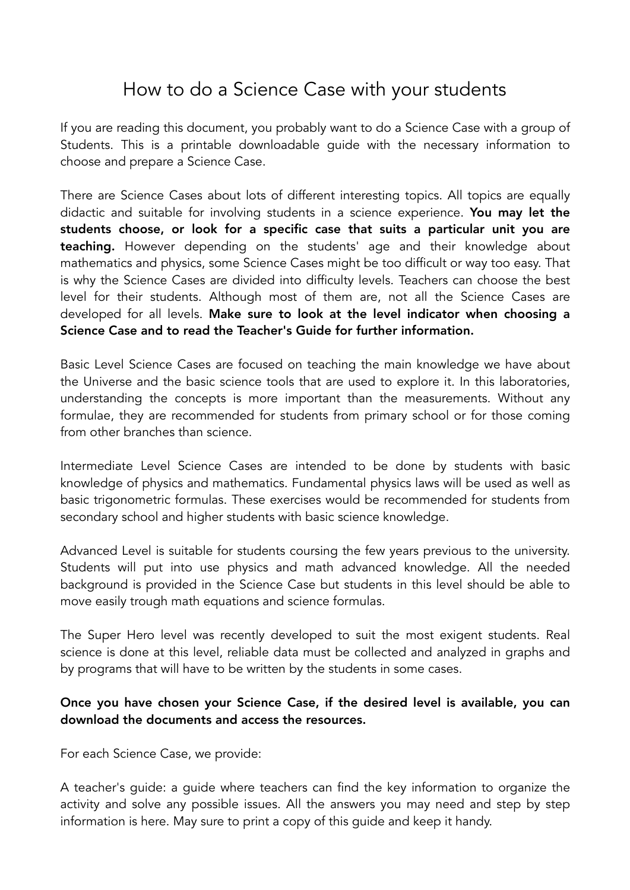# How to do a Science Case with your students

If you are reading this document, you probably want to do a Science Case with a group of Students. This is a printable downloadable guide with the necessary information to choose and prepare a Science Case.

There are Science Cases about lots of different interesting topics. All topics are equally didactic and suitable for involving students in a science experience. **You may let the students choose, or look for a specific case that suits a particular unit you are teaching.** However depending on the students' age and their knowledge about mathematics and physics, some Science Cases might be too difficult or way too easy. That is why the Science Cases are divided into difficulty levels. Teachers can choose the best level for their students. Although most of them are, not all the Science Cases are developed for all levels. **Make sure to look at the level indicator when choosing a Science Case and to read the Teacher's Guide for further information.**

Basic Level Science Cases are focused on teaching the main knowledge we have about the Universe and the basic science tools that are used to explore it. In this laboratories, understanding the concepts is more important than the measurements. Without any formulae, they are recommended for students from primary school or for those coming from other branches than science.

Intermediate Level Science Cases are intended to be done by students with basic knowledge of physics and mathematics. Fundamental physics laws will be used as well as basic trigonometric formulas. These exercises would be recommended for students from secondary school and higher students with basic science knowledge.

Advanced Level is suitable for students coursing the few years previous to the university. Students will put into use physics and math advanced knowledge. All the needed background is provided in the Science Case but students in this level should be able to move easily trough math equations and science formulas.

The Super Hero level was recently developed to suit the most exigent students. Real science is done at this level, reliable data must be collected and analyzed in graphs and by programs that will have to be written by the students in some cases.

**Once you have chosen your Science Case, if the desired level is available, you can download the documents and access the resources.**

For each Science Case, we provide:

A teacher's guide: a guide where teachers can find the key information to organize the activity and solve any possible issues. All the answers you may need and step by step information is here. May sure to print a copy of this guide and keep it handy.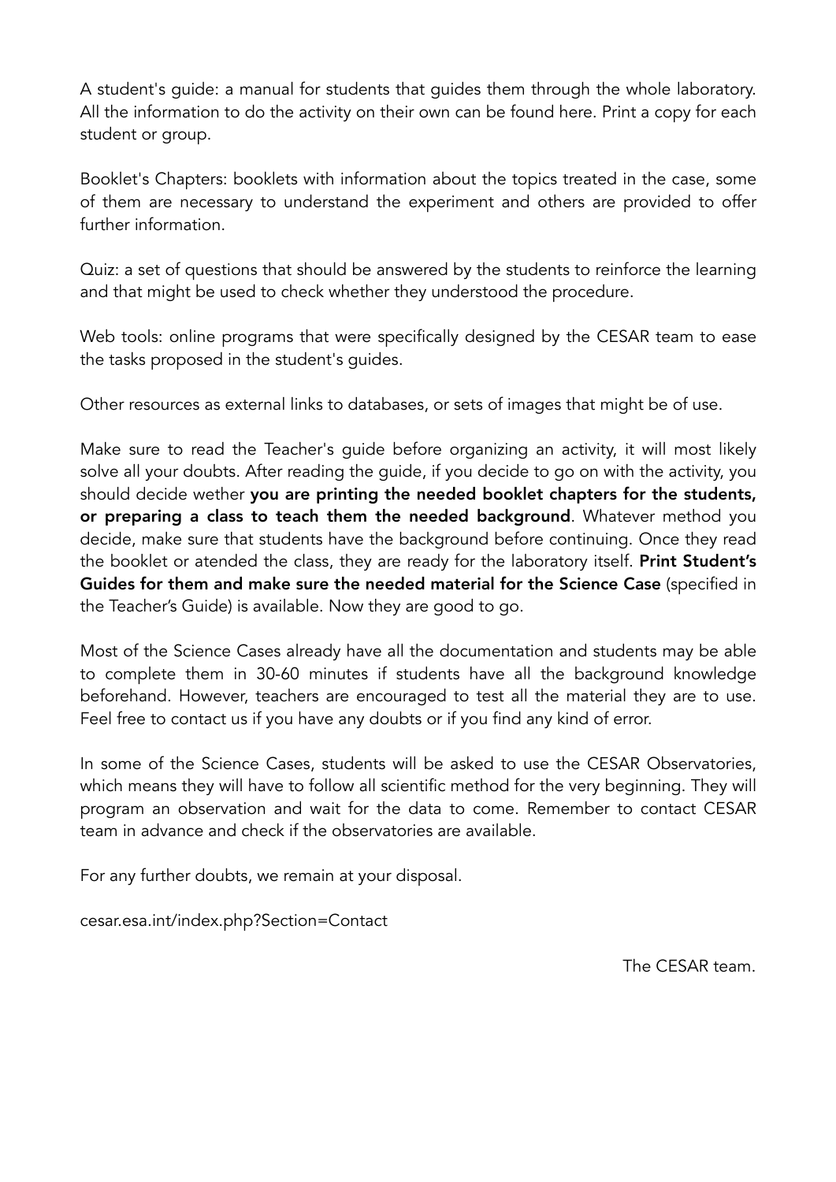A student's guide: a manual for students that guides them through the whole laboratory. All the information to do the activity on their own can be found here. Print a copy for each student or group.

Booklet's Chapters: booklets with information about the topics treated in the case, some of them are necessary to understand the experiment and others are provided to offer further information.

Quiz: a set of questions that should be answered by the students to reinforce the learning and that might be used to check whether they understood the procedure.

Web tools: online programs that were specifically designed by the CESAR team to ease the tasks proposed in the student's guides.

Other resources as external links to databases, or sets of images that might be of use.

Make sure to read the Teacher's guide before organizing an activity, it will most likely solve all your doubts. After reading the guide, if you decide to go on with the activity, you should decide wether **you are printing the needed booklet chapters for the students, or preparing a class to teach them the needed background**. Whatever method you decide, make sure that students have the background before continuing. Once they read the booklet or atended the class, they are ready for the laboratory itself. **Print Student's Guides for them and make sure the needed material for the Science Case** (specified in the Teacher's Guide) is available. Now they are good to go.

Most of the Science Cases already have all the documentation and students may be able to complete them in 30-60 minutes if students have all the background knowledge beforehand. However, teachers are encouraged to test all the material they are to use. Feel free to contact us if you have any doubts or if you find any kind of error.

In some of the Science Cases, students will be asked to use the CESAR Observatories, which means they will have to follow all scientific method for the very beginning. They will program an observation and wait for the data to come. Remember to contact CESAR team in advance and check if the observatories are available.

For any further doubts, we remain at your disposal.

cesar.esa.int/index.php?Section=Contact

The CESAR team.